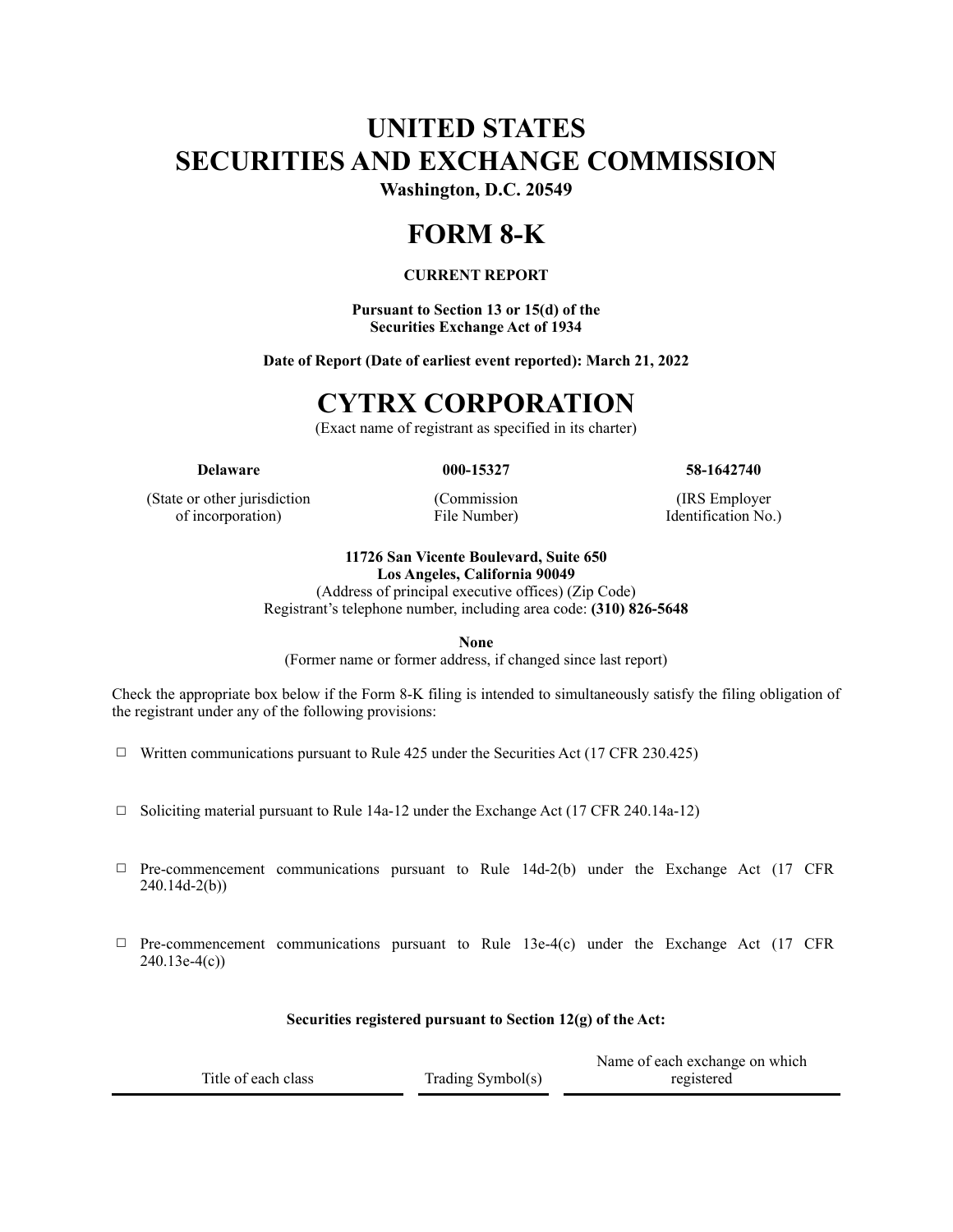# UNITED STATES
# SECURITIES AND EXCHANGE COMMISSION

**Washington, D.C. 20549**

# FORM 8-K

**CURRENT REPORT**

**Pursuant to Section 13 or 15(d) of the Securities Exchange Act of 1934**

**Date of Report (Date of earliest event reported): March 21, 2022**

# CYTRX CORPORATION

(Exact name of registrant as specified in its charter)

| **Delaware** | **000-15327** | **58-1642740** |
| --- | --- | --- |
| (State or other jurisdiction of incorporation) | (Commission File Number) | (IRS Employer Identification No.) |

**11726 San Vicente Boulevard, Suite 650**
**Los Angeles, California 90049**
(Address of principal executive offices) (Zip Code)
Registrant's telephone number, including area code: **(310) 826-5648**

**None**
(Former name or former address, if changed since last report)

Check the appropriate box below if the Form 8-K filing is intended to simultaneously satisfy the filing obligation of the registrant under any of the following provisions:

☐ Written communications pursuant to Rule 425 under the Securities Act (17 CFR 230.425)

☐ Soliciting material pursuant to Rule 14a-12 under the Exchange Act (17 CFR 240.14a-12)

☐ Pre-commencement communications pursuant to Rule 14d-2(b) under the Exchange Act (17 CFR 240.14d-2(b))

☐ Pre-commencement communications pursuant to Rule 13e-4(c) under the Exchange Act (17 CFR 240.13e-4(c))

**Securities registered pursuant to Section 12(g) of the Act:**

| Title of each class | Trading Symbol(s) | Name of each exchange on which registered |
| --- | --- | --- |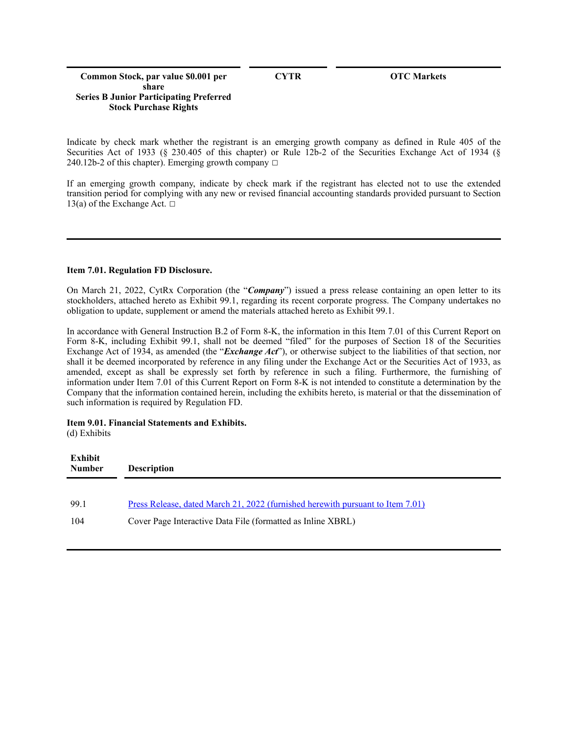| Common Stock, par value $0.001 per share<br>Series B Junior Participating Preferred Stock Purchase Rights | CYTR | OTC Markets |
|---|---|---|

Indicate by check mark whether the registrant is an emerging growth company as defined in Rule 405 of the Securities Act of 1933 (§ 230.405 of this chapter) or Rule 12b-2 of the Securities Exchange Act of 1934 (§ 240.12b-2 of this chapter). Emerging growth company ☐

If an emerging growth company, indicate by check mark if the registrant has elected not to use the extended transition period for complying with any new or revised financial accounting standards provided pursuant to Section 13(a) of the Exchange Act. ☐

**Item 7.01. Regulation FD Disclosure.**

On March 21, 2022, CytRx Corporation (the "***Company***") issued a press release containing an open letter to its stockholders, attached hereto as Exhibit 99.1, regarding its recent corporate progress. The Company undertakes no obligation to update, supplement or amend the materials attached hereto as Exhibit 99.1.

In accordance with General Instruction B.2 of Form 8-K, the information in this Item 7.01 of this Current Report on Form 8-K, including Exhibit 99.1, shall not be deemed "filed" for the purposes of Section 18 of the Securities Exchange Act of 1934, as amended (the "***Exchange Act***"), or otherwise subject to the liabilities of that section, nor shall it be deemed incorporated by reference in any filing under the Exchange Act or the Securities Act of 1933, as amended, except as shall be expressly set forth by reference in such a filing. Furthermore, the furnishing of information under Item 7.01 of this Current Report on Form 8-K is not intended to constitute a determination by the Company that the information contained herein, including the exhibits hereto, is material or that the dissemination of such information is required by Regulation FD.

**Item 9.01. Financial Statements and Exhibits.**
(d) Exhibits

| Exhibit Number | Description |
|---|---|
| 99.1 | Press Release, dated March 21, 2022 (furnished herewith pursuant to Item 7.01) |
| 104 | Cover Page Interactive Data File (formatted as Inline XBRL) |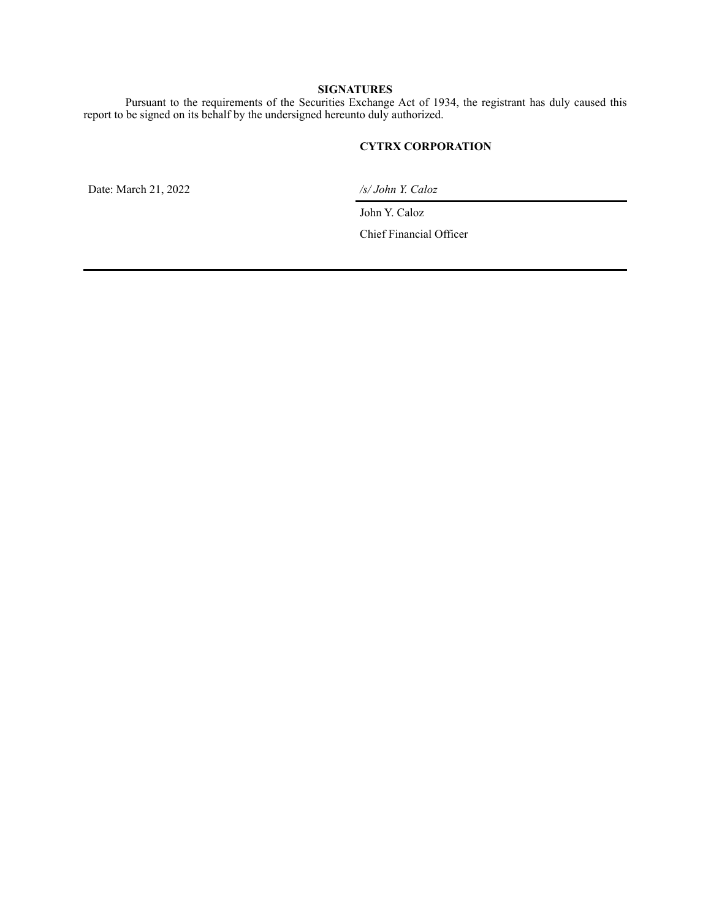**SIGNATURES**

Pursuant to the requirements of the Securities Exchange Act of 1934, the registrant has duly caused this report to be signed on its behalf by the undersigned hereunto duly authorized.

**CYTRX CORPORATION**

Date: March 21, 2022

*/s/ John Y. Caloz*

John Y. Caloz

Chief Financial Officer